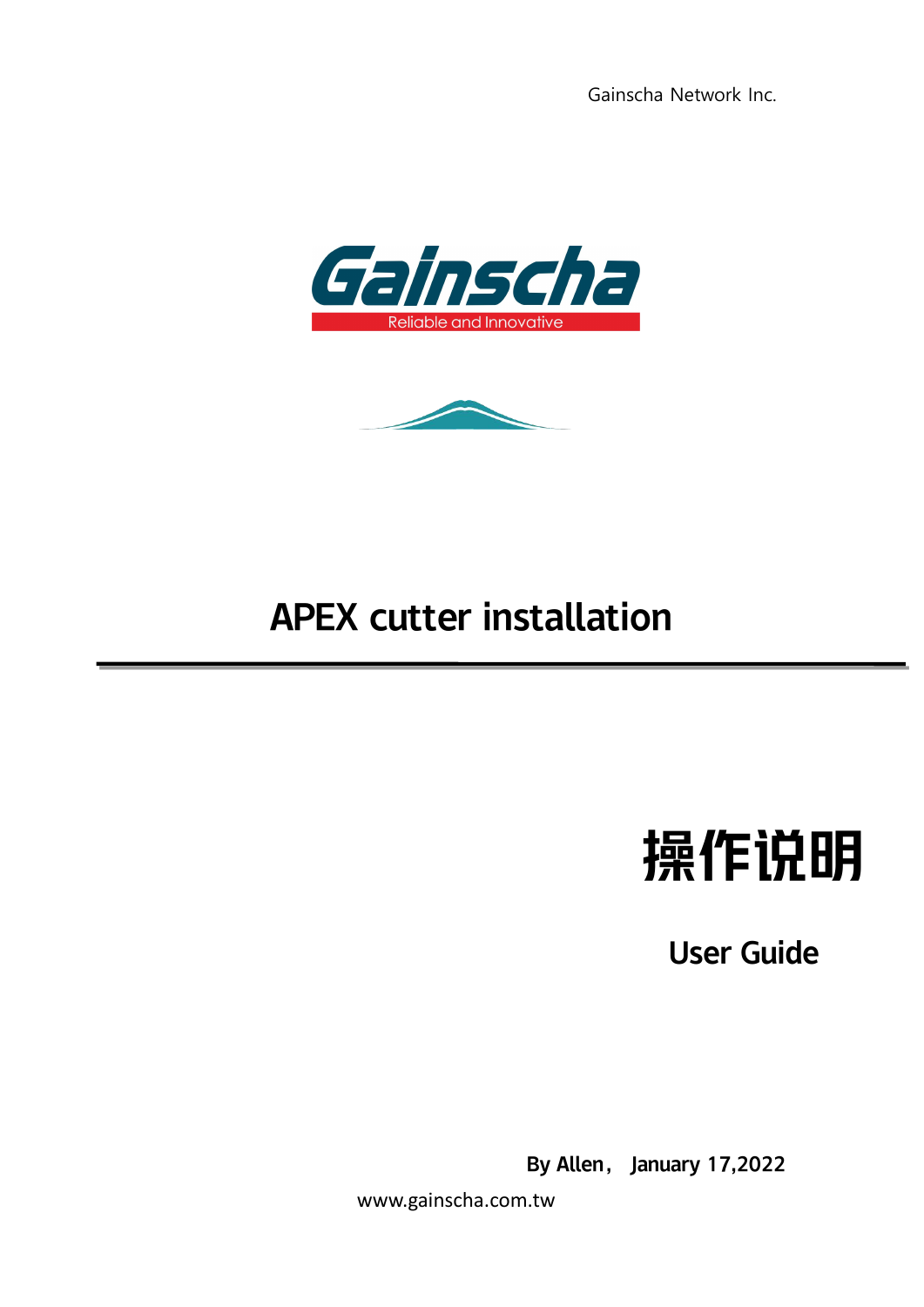Gainscha Network Inc.

Gainscha

Reliable and Innovative

# APEX cutter installation

# 操作说明

## User Guide

**By Allen， January 17,2022**

www.gainscha.com.tw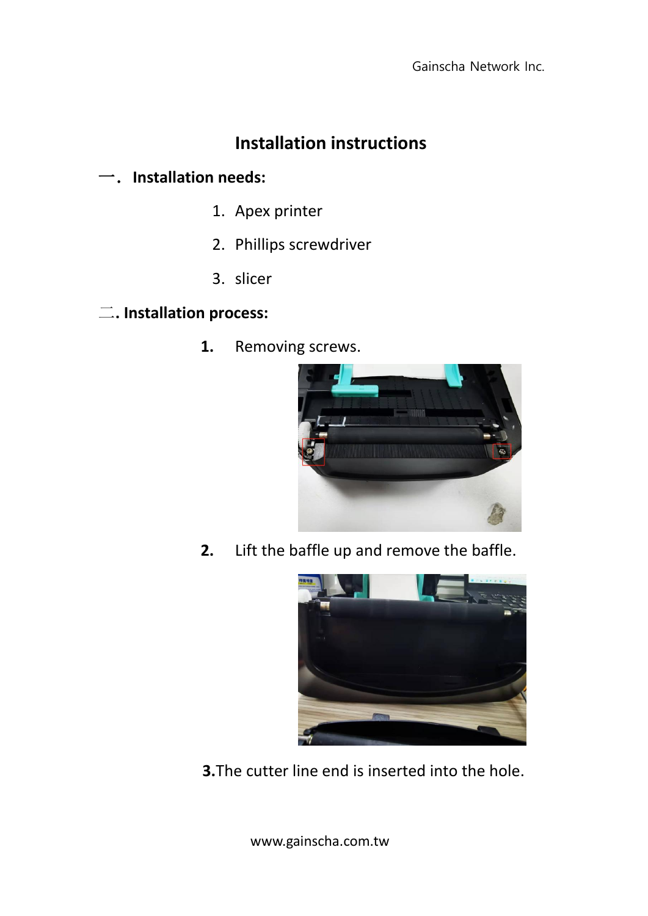# Installation instructions

## 一．Installation needs:

1. Apex printer
2. Phillips screwdriver
3. slicer

## 二. Installation process:

**1.** Removing screws.

**2.** Lift the baffle up and remove the baffle.

**3.**The cutter line end is inserted into the hole.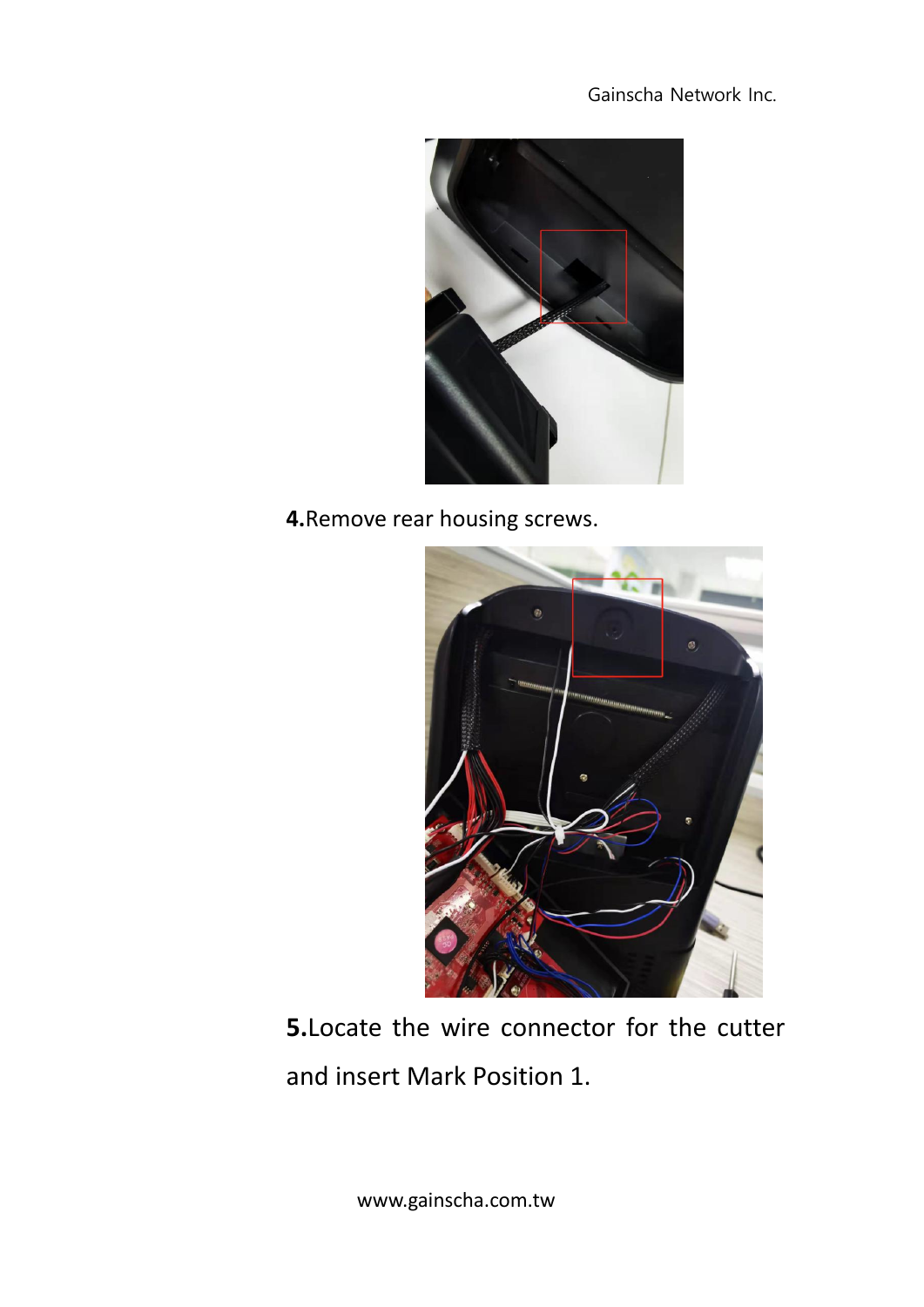**4.**Remove rear housing screws.

**5.**Locate the wire connector for the cutter and insert Mark Position 1.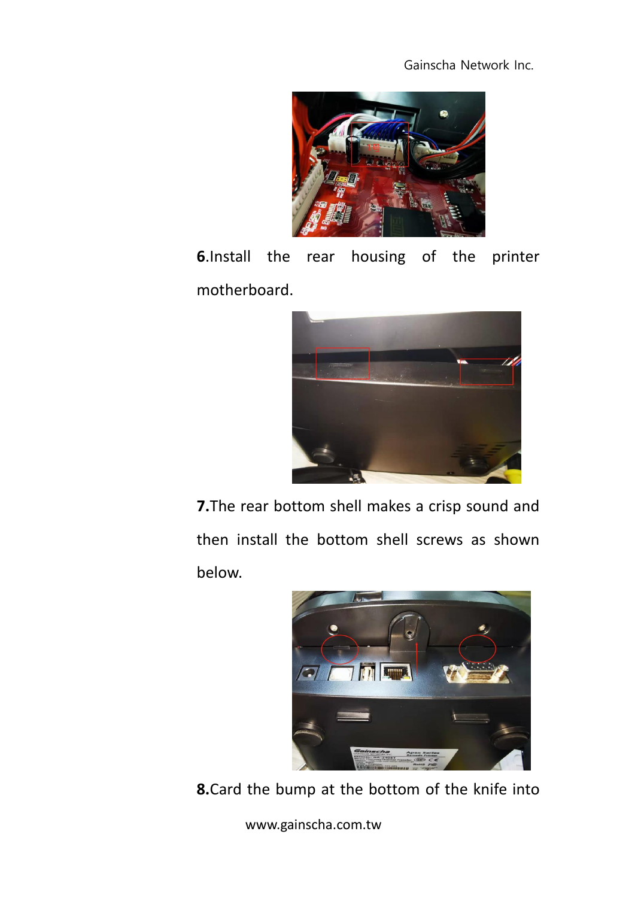**6.**Install the rear housing of the printer motherboard.

**7.**The rear bottom shell makes a crisp sound and then install the bottom shell screws as shown below.

**8.**Card the bump at the bottom of the knife into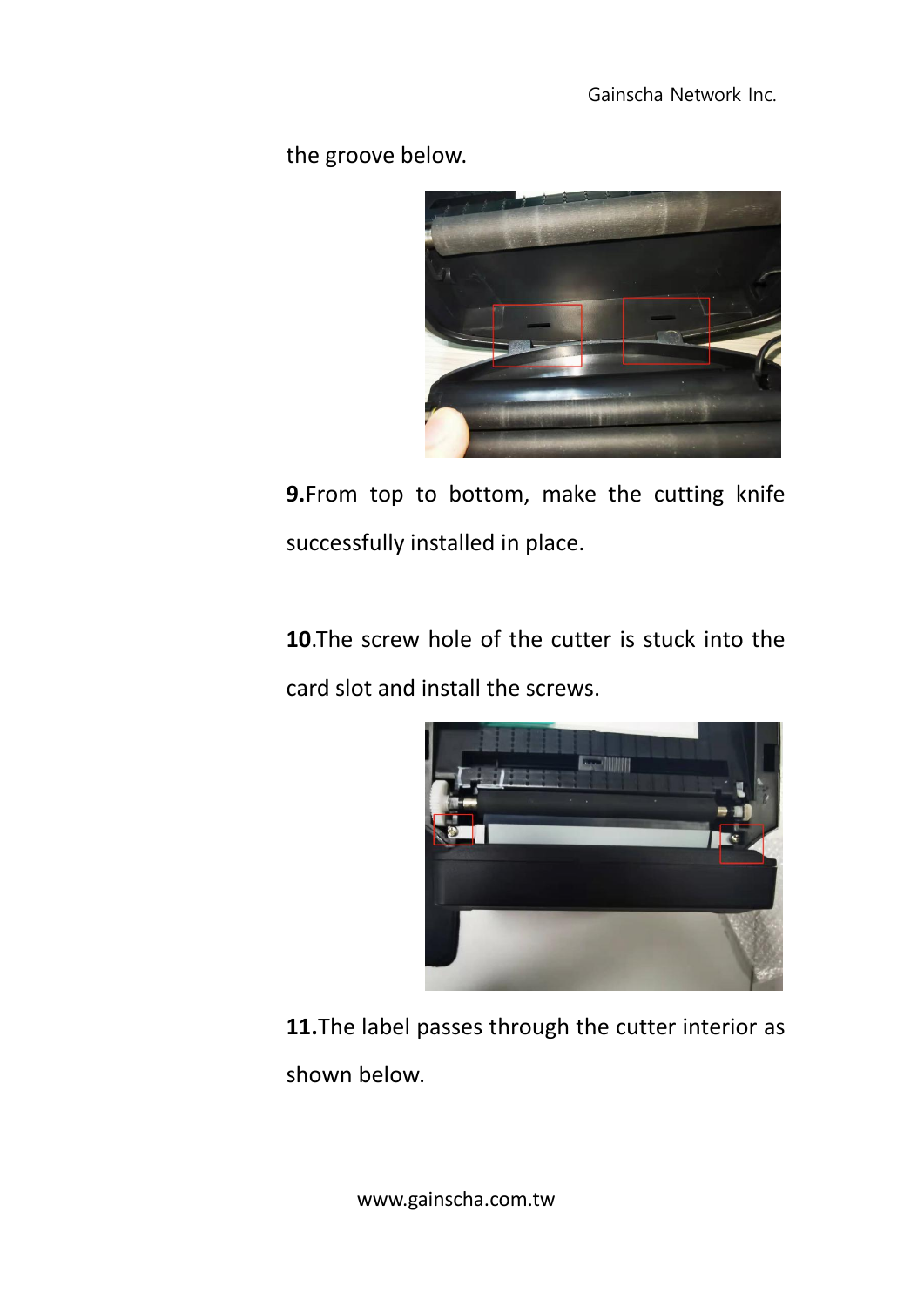the groove below.

**9.**From top to bottom, make the cutting knife successfully installed in place.

**10**.The screw hole of the cutter is stuck into the card slot and install the screws.

**11.**The label passes through the cutter interior as shown below.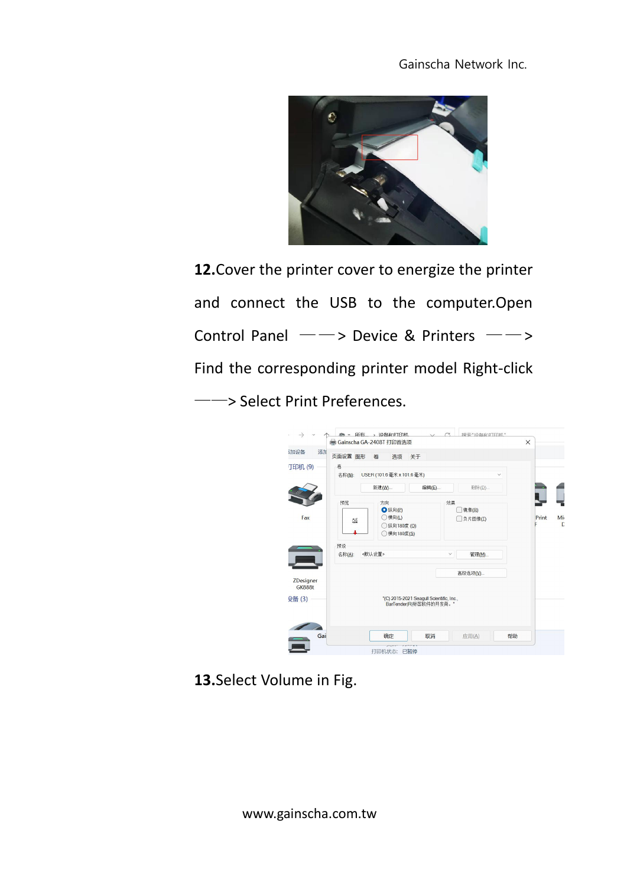**12.**Cover the printer cover to energize the printer and connect the USB to the computer.Open Control Panel ——> Device & Printers ——> Find the corresponding printer model Right-click ——> Select Print Preferences.

**13.**Select Volume in Fig.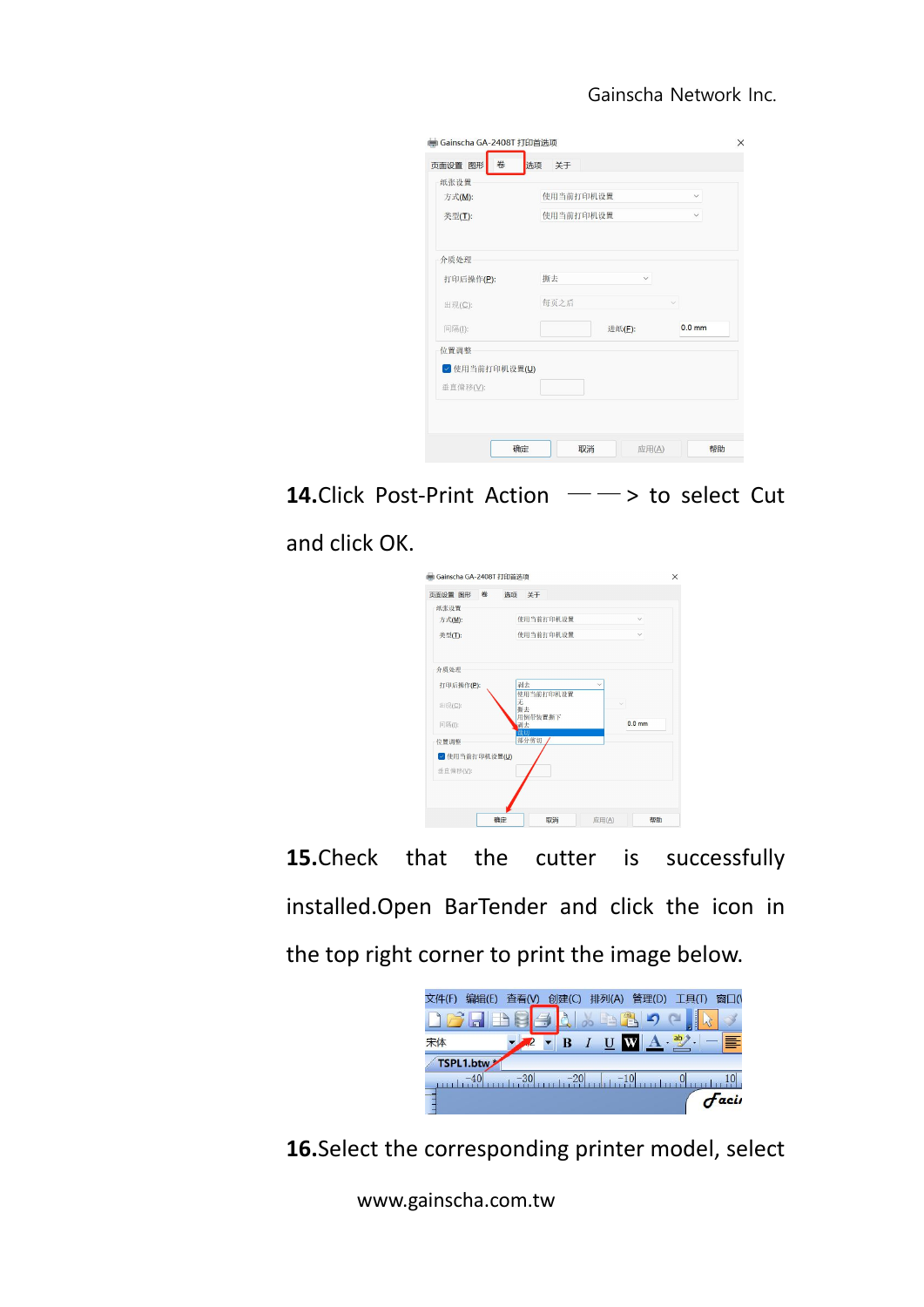**14.**Click Post-Print Action ——> to select Cut and click OK.

**15.**Check that the cutter is successfully installed.Open BarTender and click the icon in the top right corner to print the image below.

**16.**Select the corresponding printer model, select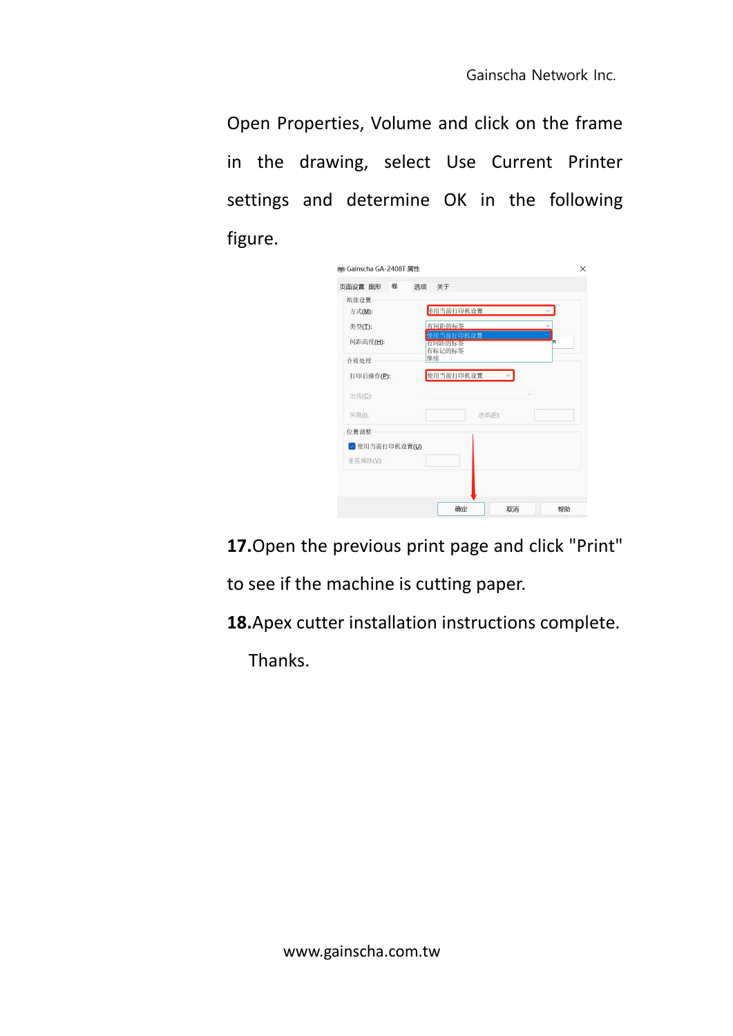Open Properties, Volume and click on the frame in the drawing, select Use Current Printer settings and determine OK in the following figure.

**17.**Open the previous print page and click "Print" to see if the machine is cutting paper.

**18.**Apex cutter installation instructions complete.

Thanks.